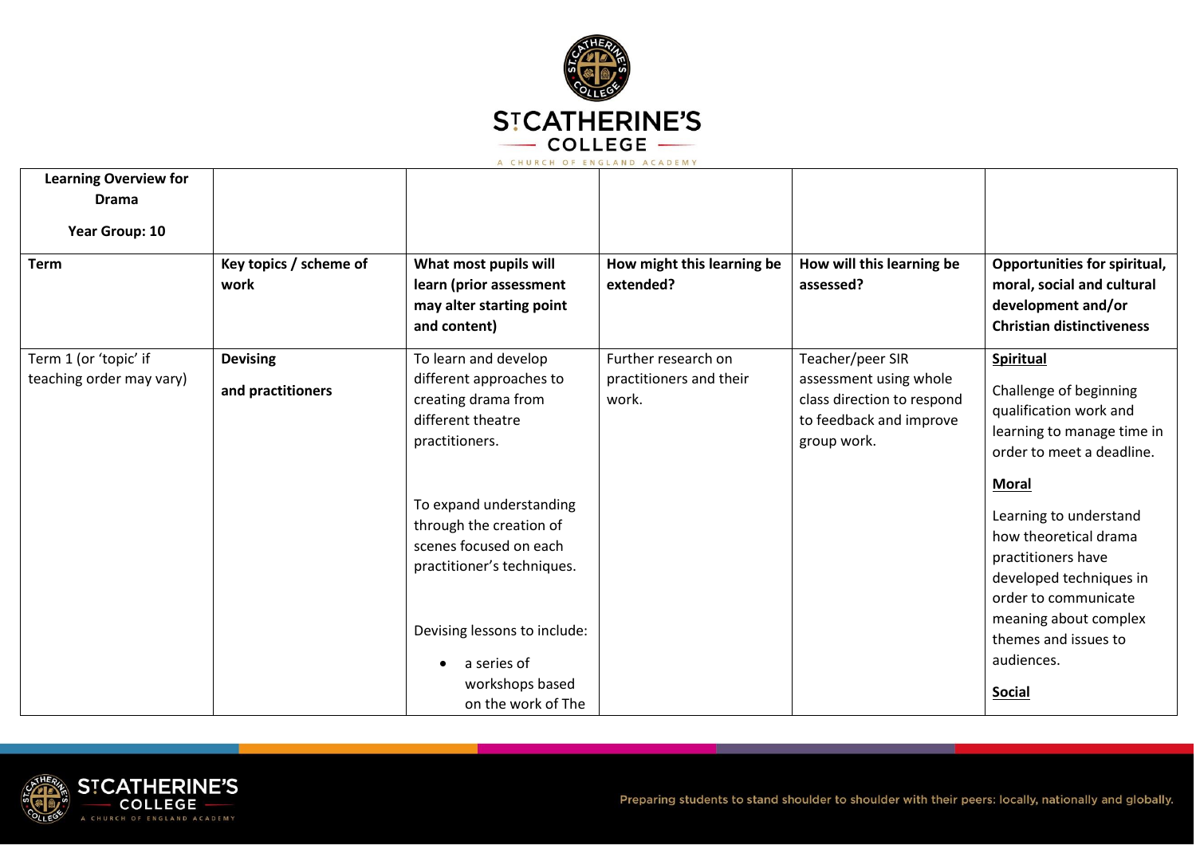| Learning Overview for Drama<br><br>Year Group: 10 | | | | | |
|---|---|---|---|---|---|
| **Term** | **Key topics / scheme of work** | **What most pupils will learn (prior assessment may alter starting point and content)** | **How might this learning be extended?** | **How will this learning be assessed?** | **Opportunities for spiritual, moral, social and cultural development and/or Christian distinctiveness** |
| Term 1 (or 'topic' if teaching order may vary) | **Devising**<br><br>**and practitioners** | To learn and develop different approaches to creating drama from different theatre practitioners.<br><br>To expand understanding through the creation of scenes focused on each practitioner's techniques.<br><br>Devising lessons to include:<br><br>• a series of workshops based on the work of The | Further research on practitioners and their work. | Teacher/peer SIR assessment using whole class direction to respond to feedback and improve group work. | **Spiritual**<br><br>Challenge of beginning qualification work and learning to manage time in order to meet a deadline.<br><br>**Moral**<br><br>Learning to understand how theoretical drama practitioners have developed techniques in order to communicate meaning about complex themes and issues to audiences.<br><br>**Social** |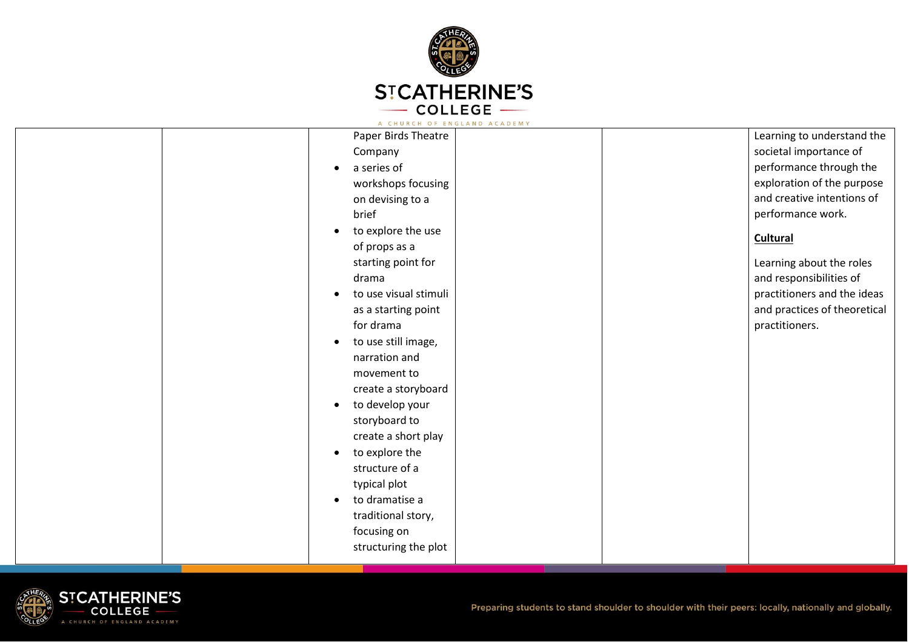|  |  | Paper Birds Theatre Company<br>• a series of workshops focusing on devising to a brief<br>• to explore the use of props as a starting point for drama<br>• to use visual stimuli as a starting point for drama<br>• to use still image, narration and movement to create a storyboard<br>• to develop your storyboard to create a short play<br>• to explore the structure of a typical plot<br>• to dramatise a traditional story, focusing on structuring the plot |  |  | Learning to understand the societal importance of performance through the exploration of the purpose and creative intentions of performance work.<br><br>**Cultural**<br><br>Learning about the roles and responsibilities of practitioners and the ideas and practices of theoretical practitioners. |
|---|---|---|---|---|---|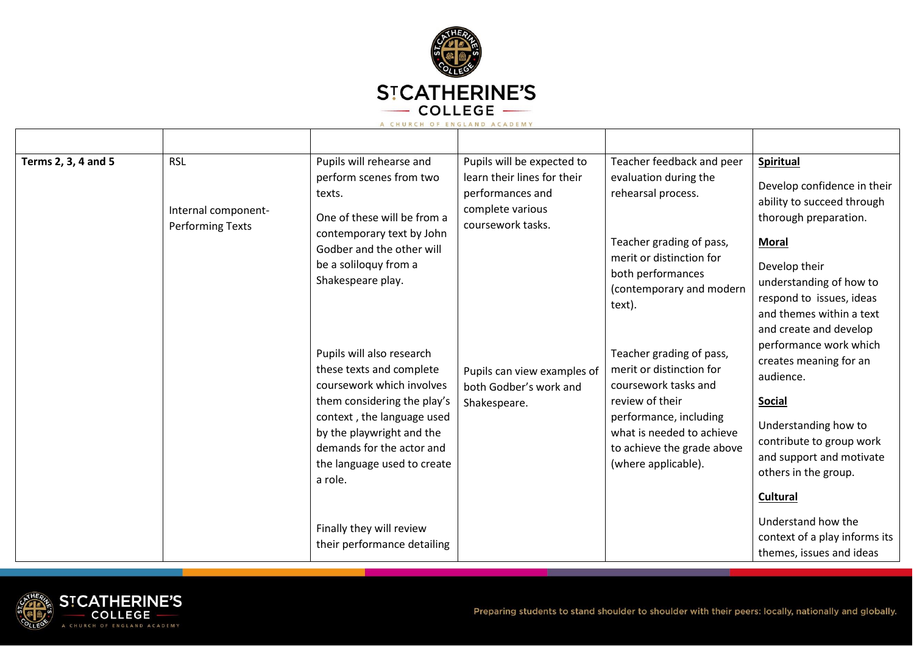| | | | | | |
|---|---|---|---|---|---|
| **Terms 2, 3, 4 and 5** | RSL<br><br>Internal component- Performing Texts | Pupils will rehearse and perform scenes from two texts.<br><br>One of these will be from a contemporary text by John Godber and the other will be a soliloquy from a Shakespeare play.<br><br>Pupils will also research these texts and complete coursework which involves them considering the play's context , the language used by the playwright and the demands for the actor and the language used to create a role.<br><br>Finally they will review their performance detailing | Pupils will be expected to learn their lines for their performances and complete various coursework tasks.<br><br>Pupils can view examples of both Godber's work and Shakespeare. | Teacher feedback and peer evaluation during the rehearsal process.<br><br>Teacher grading of pass, merit or distinction for both performances (contemporary and modern text).<br><br>Teacher grading of pass, merit or distinction for coursework tasks and review of their performance, including what is needed to achieve to achieve the grade above (where applicable). | **Spiritual**<br><br>Develop confidence in their ability to succeed through thorough preparation.<br><br>**Moral**<br><br>Develop their understanding of how to respond to issues, ideas and themes within a text and create and develop performance work which creates meaning for an audience.<br><br>**Social**<br><br>Understanding how to contribute to group work and support and motivate others in the group.<br><br>**Cultural**<br><br>Understand how the context of a play informs its themes, issues and ideas |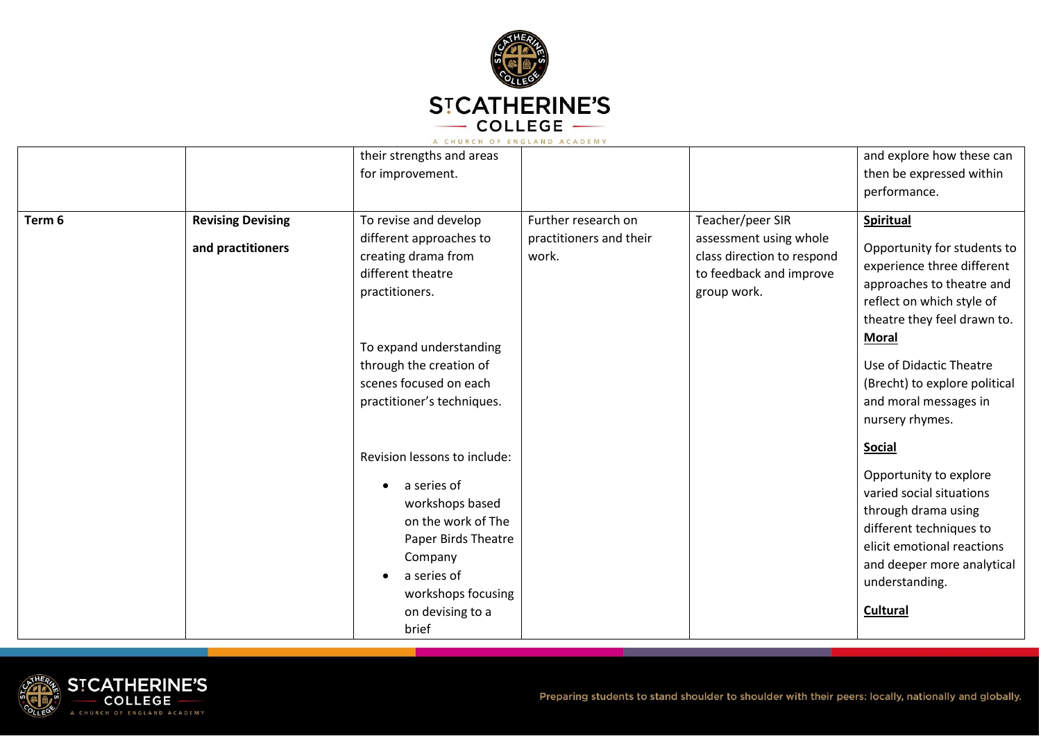|  |  |  |  |  |  |
|---|---|---|---|---|---|
|  |  | their strengths and areas for improvement. |  |  | and explore how these can then be expressed within performance. |
| **Term 6** | **Revising Devising and practitioners** | To revise and develop different approaches to creating drama from different theatre practitioners.<br><br>To expand understanding through the creation of scenes focused on each practitioner's techniques.<br><br>Revision lessons to include:<br>• a series of workshops based on the work of The Paper Birds Theatre Company<br>• a series of workshops focusing on devising to a brief | Further research on practitioners and their work. | Teacher/peer SIR assessment using whole class direction to respond to feedback and improve group work. | **Spiritual**<br>Opportunity for students to experience three different approaches to theatre and reflect on which style of theatre they feel drawn to.<br>**Moral**<br>Use of Didactic Theatre (Brecht) to explore political and moral messages in nursery rhymes.<br>**Social**<br>Opportunity to explore varied social situations through drama using different techniques to elicit emotional reactions and deeper more analytical understanding.<br>**Cultural** |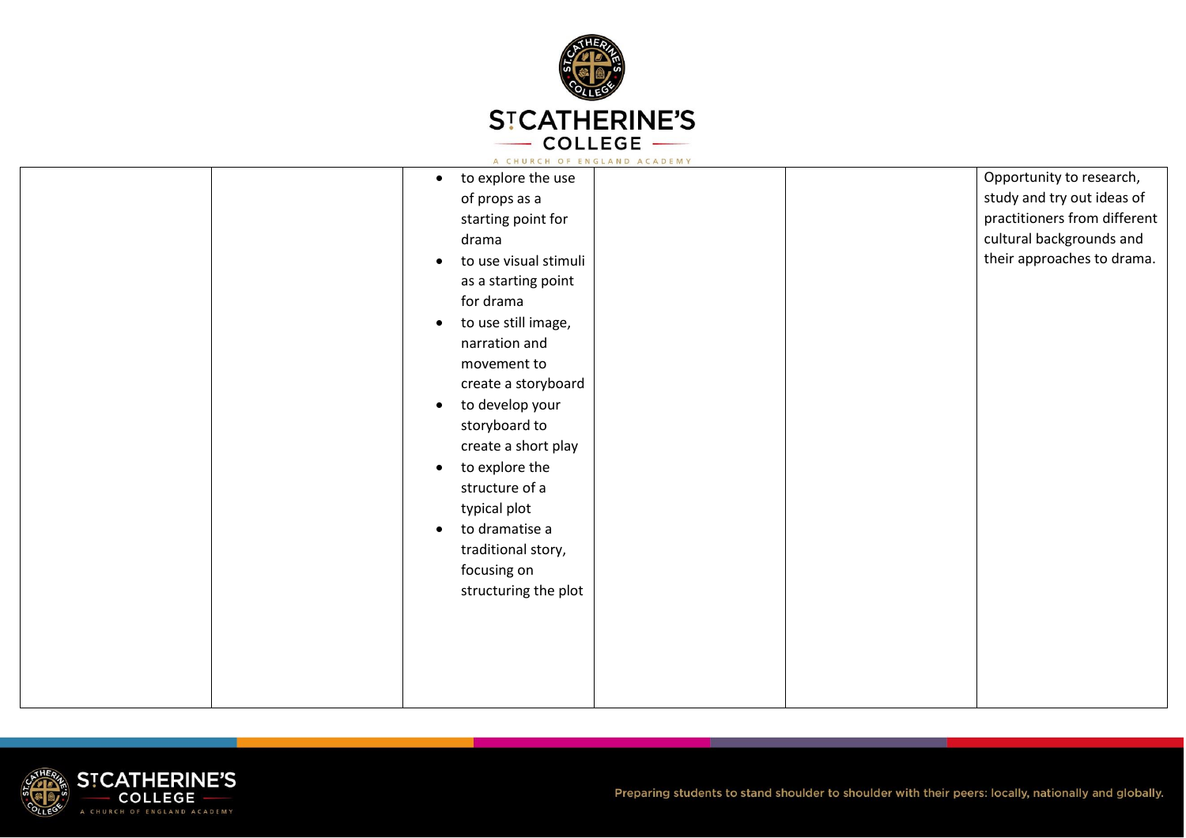| | | | | | |
|---|---|---|---|---|---|
| | | • to explore the use of props as a starting point for drama<br>• to use visual stimuli as a starting point for drama<br>• to use still image, narration and movement to create a storyboard<br>• to develop your storyboard to create a short play<br>• to explore the structure of a typical plot<br>• to dramatise a traditional story, focusing on structuring the plot | | | Opportunity to research, study and try out ideas of practitioners from different cultural backgrounds and their approaches to drama. |